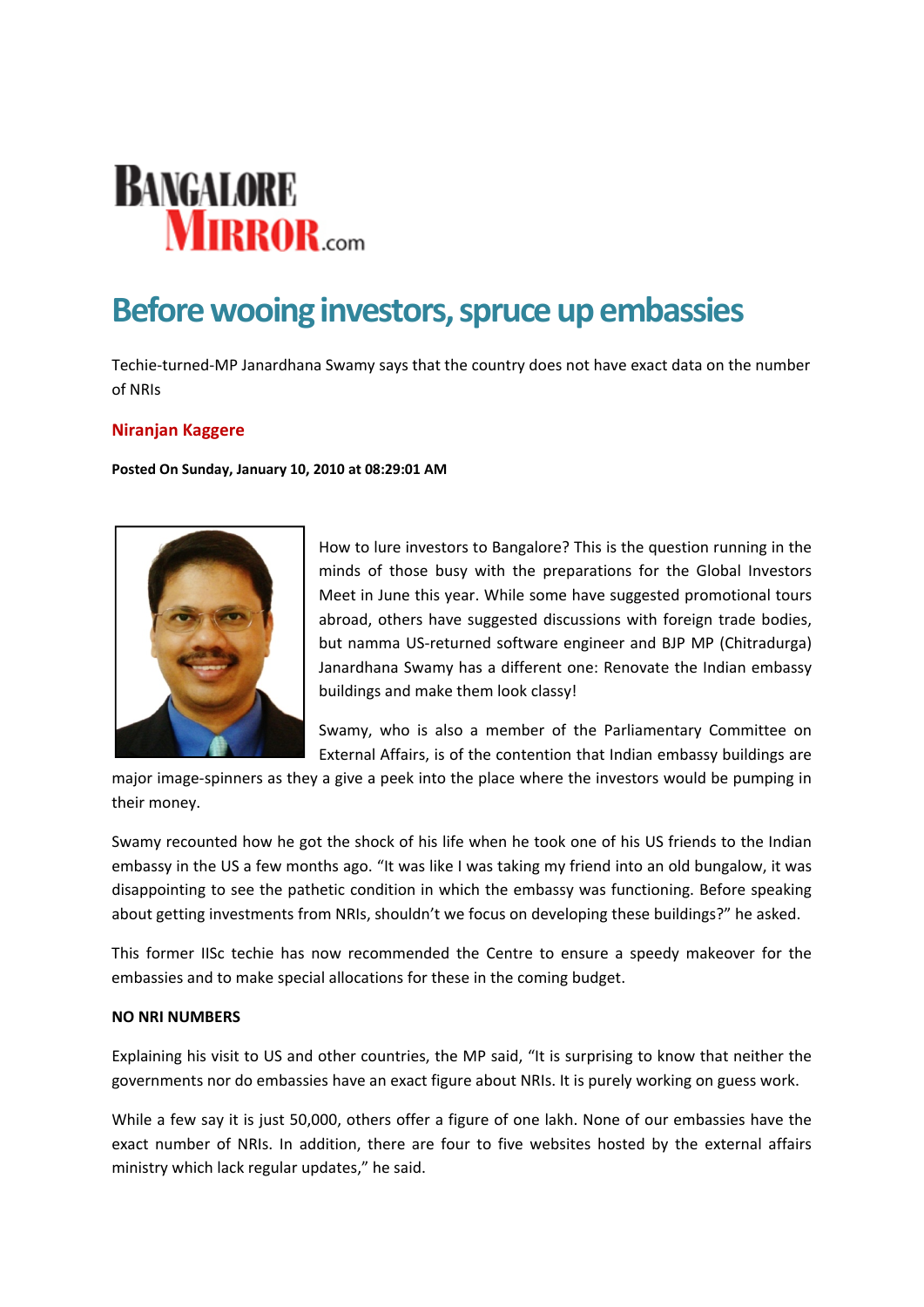# BANGALORE MIRROR.com

## Before wooing investors, spruce up embassies

Techie-turned-MP Janardhana Swamy says that the country does not have exact data on the number of NRIs

**Niranjan Kaggere**

**Posted On Sunday, January 10, 2010 at 08:29:01 AM**

How to lure investors to Bangalore? This is the question running in the minds of those busy with the preparations for the Global Investors Meet in June this year. While some have suggested promotional tours abroad, others have suggested discussions with foreign trade bodies, but namma US-returned software engineer and BJP MP (Chitradurga) Janardhana Swamy has a different one: Renovate the Indian embassy buildings and make them look classy!

Swamy, who is also a member of the Parliamentary Committee on External Affairs, is of the contention that Indian embassy buildings are major image-spinners as they a give a peek into the place where the investors would be pumping in their money.

Swamy recounted how he got the shock of his life when he took one of his US friends to the Indian embassy in the US a few months ago. "It was like I was taking my friend into an old bungalow, it was disappointing to see the pathetic condition in which the embassy was functioning. Before speaking about getting investments from NRIs, shouldn't we focus on developing these buildings?" he asked.

This former IISc techie has now recommended the Centre to ensure a speedy makeover for the embassies and to make special allocations for these in the coming budget.

**NO NRI NUMBERS**

Explaining his visit to US and other countries, the MP said, "It is surprising to know that neither the governments nor do embassies have an exact figure about NRIs. It is purely working on guess work.

While a few say it is just 50,000, others offer a figure of one lakh. None of our embassies have the exact number of NRIs. In addition, there are four to five websites hosted by the external affairs ministry which lack regular updates," he said.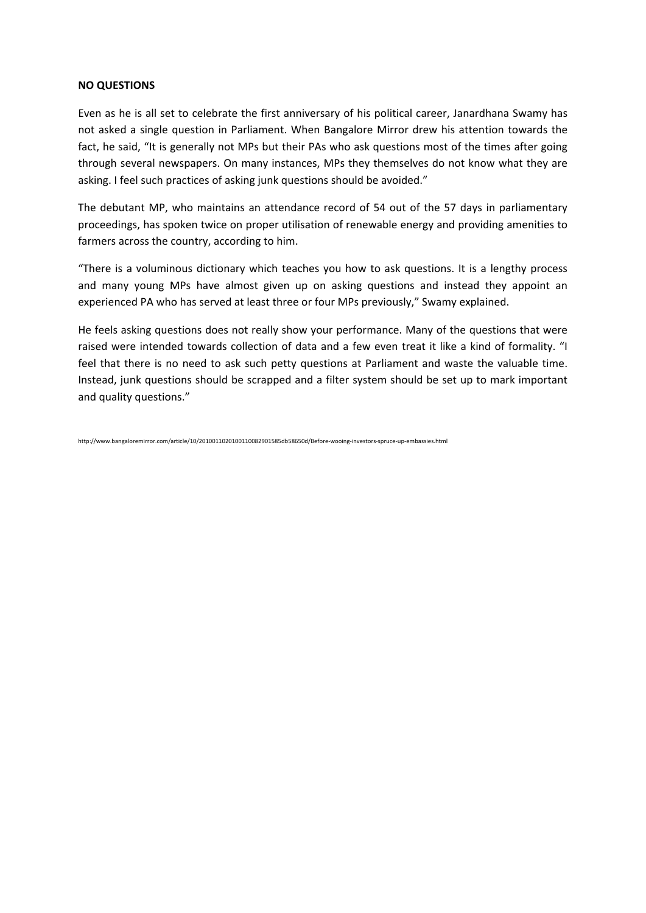**NO QUESTIONS**

Even as he is all set to celebrate the first anniversary of his political career, Janardhana Swamy has not asked a single question in Parliament. When Bangalore Mirror drew his attention towards the fact, he said, "It is generally not MPs but their PAs who ask questions most of the times after going through several newspapers. On many instances, MPs they themselves do not know what they are asking. I feel such practices of asking junk questions should be avoided."

The debutant MP, who maintains an attendance record of 54 out of the 57 days in parliamentary proceedings, has spoken twice on proper utilisation of renewable energy and providing amenities to farmers across the country, according to him.

"There is a voluminous dictionary which teaches you how to ask questions. It is a lengthy process and many young MPs have almost given up on asking questions and instead they appoint an experienced PA who has served at least three or four MPs previously," Swamy explained.

He feels asking questions does not really show your performance. Many of the questions that were raised were intended towards collection of data and a few even treat it like a kind of formality. "I feel that there is no need to ask such petty questions at Parliament and waste the valuable time. Instead, junk questions should be scrapped and a filter system should be set up to mark important and quality questions."

http://www.bangaloremirror.com/article/10/20100110201001100829015 85db58650d/Before-wooing-investors-spruce-up-embassies.html